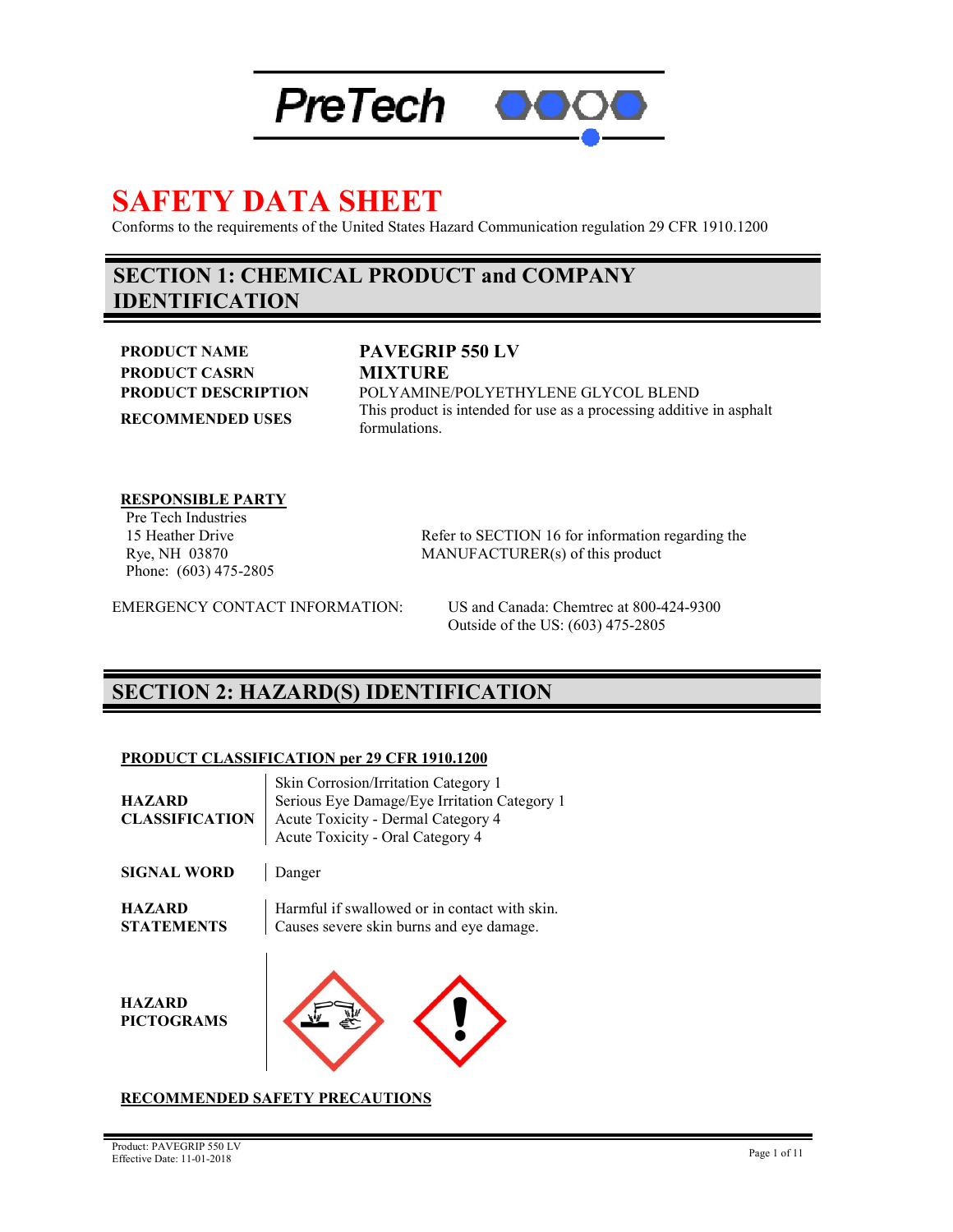PreTech

# SAFETY DATA SHEET

Conforms to the requirements of the United States Hazard Communication regulation 29 CFR 1910.1200

## SECTION 1: CHEMICAL PRODUCT and COMPANY IDENTIFICATION

| | |
|---|---|
| **PRODUCT NAME** | **PAVEGRIP 550 LV** |
| **PRODUCT CASRN** | **MIXTURE** |
| **PRODUCT DESCRIPTION** | POLYAMINE/POLYETHYLENE GLYCOL BLEND |
| **RECOMMENDED USES** | This product is intended for use as a processing additive in asphalt formulations. |

**RESPONSIBLE PARTY**

Pre Tech Industries
15 Heather Drive
Rye, NH 03870
Phone: (603) 475-2805

Refer to SECTION 16 for information regarding the MANUFACTURER(s) of this product

EMERGENCY CONTACT INFORMATION:

US and Canada: Chemtrec at 800-424-9300
Outside of the US: (603) 475-2805

## SECTION 2: HAZARD(S) IDENTIFICATION

**PRODUCT CLASSIFICATION per 29 CFR 1910.1200**

| | |
|---|---|
| **HAZARD CLASSIFICATION** | Skin Corrosion/Irritation Category 1<br>Serious Eye Damage/Eye Irritation Category 1<br>Acute Toxicity - Dermal Category 4<br>Acute Toxicity - Oral Category 4 |
| **SIGNAL WORD** | Danger |
| **HAZARD STATEMENTS** | Harmful if swallowed or in contact with skin.<br>Causes severe skin burns and eye damage. |
| **HAZARD PICTOGRAMS** | |

**RECOMMENDED SAFETY PRECAUTIONS**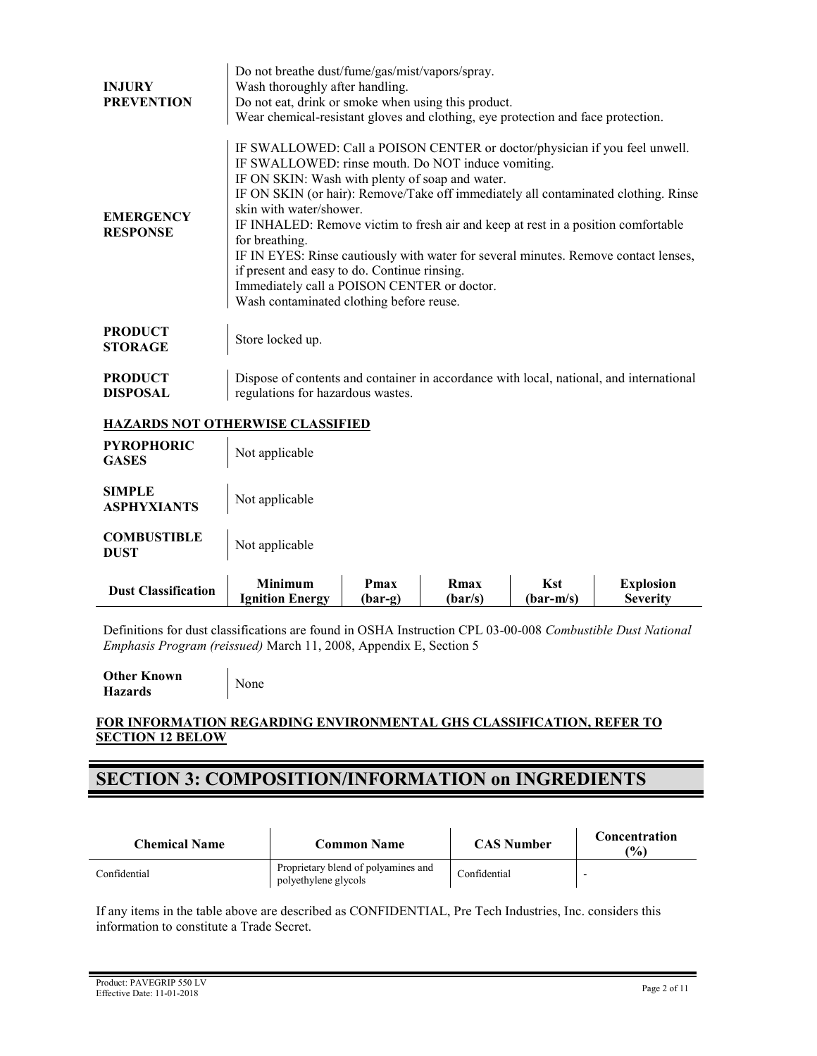**INJURY PREVENTION**

Do not breathe dust/fume/gas/mist/vapors/spray.
Wash thoroughly after handling.
Do not eat, drink or smoke when using this product.
Wear chemical-resistant gloves and clothing, eye protection and face protection.

**EMERGENCY RESPONSE**

IF SWALLOWED: Call a POISON CENTER or doctor/physician if you feel unwell.
IF SWALLOWED: rinse mouth. Do NOT induce vomiting.
IF ON SKIN: Wash with plenty of soap and water.
IF ON SKIN (or hair): Remove/Take off immediately all contaminated clothing. Rinse skin with water/shower.
IF INHALED: Remove victim to fresh air and keep at rest in a position comfortable for breathing.
IF IN EYES: Rinse cautiously with water for several minutes. Remove contact lenses, if present and easy to do. Continue rinsing.
Immediately call a POISON CENTER or doctor.
Wash contaminated clothing before reuse.

**PRODUCT STORAGE**

Store locked up.

**PRODUCT DISPOSAL**

Dispose of contents and container in accordance with local, national, and international regulations for hazardous wastes.

**HAZARDS NOT OTHERWISE CLASSIFIED**

**PYROPHORIC GASES**

Not applicable

**SIMPLE ASPHYXIANTS**

Not applicable

**COMBUSTIBLE DUST**

Not applicable

| Dust Classification | Minimum Ignition Energy | Pmax (bar-g) | Rmax (bar/s) | Kst (bar-m/s) | Explosion Severity |
|---|---|---|---|---|---|

Definitions for dust classifications are found in OSHA Instruction CPL 03-00-008 *Combustible Dust National Emphasis Program (reissued)* March 11, 2008, Appendix E, Section 5

**Other Known Hazards**

None

**FOR INFORMATION REGARDING ENVIRONMENTAL GHS CLASSIFICATION, REFER TO SECTION 12 BELOW**

# SECTION 3: COMPOSITION/INFORMATION on INGREDIENTS

| Chemical Name | Common Name | CAS Number | Concentration (%) |
|---|---|---|---|
| Confidential | Proprietary blend of polyamines and polyethylene glycols | Confidential | - |

If any items in the table above are described as CONFIDENTIAL, Pre Tech Industries, Inc. considers this information to constitute a Trade Secret.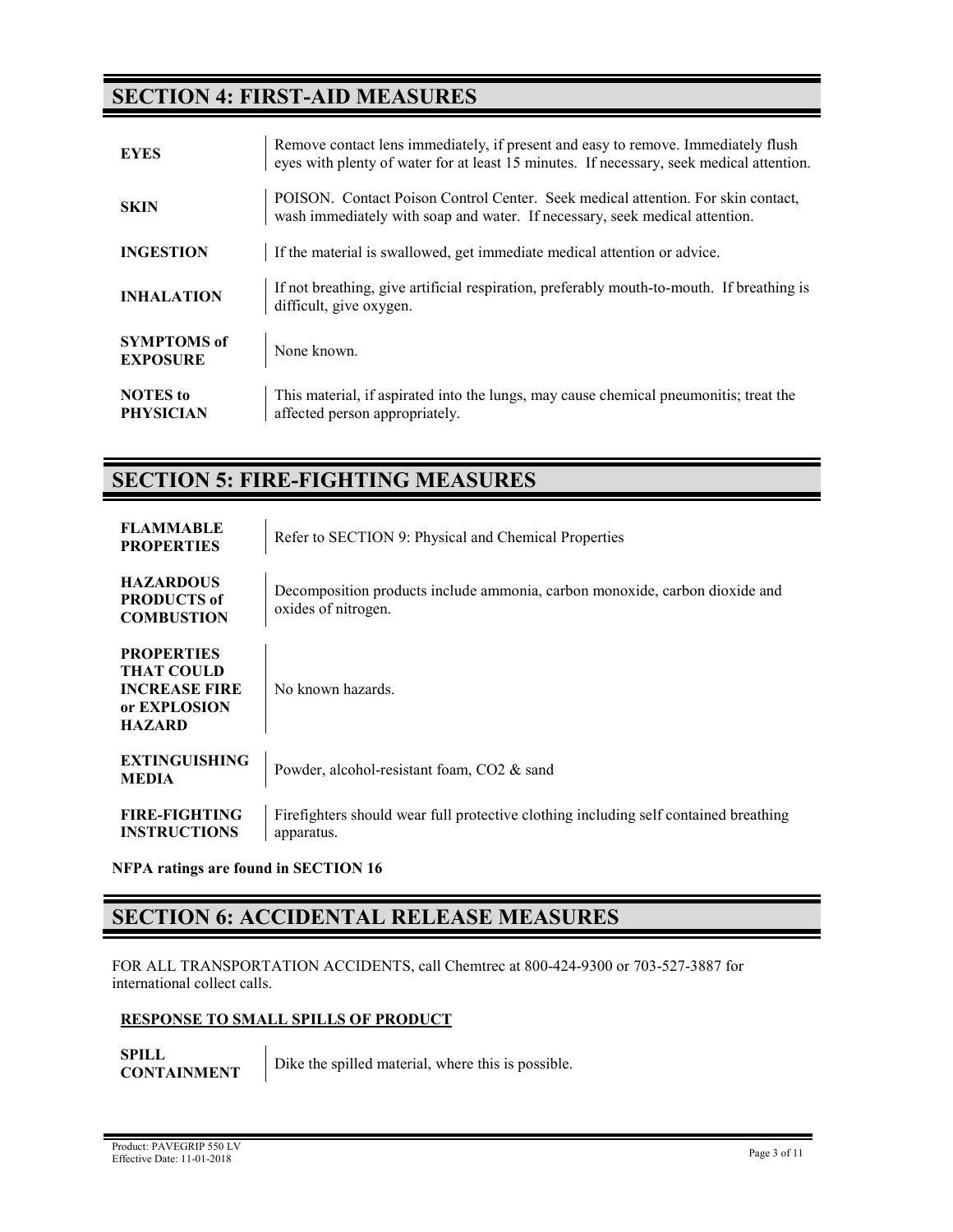## SECTION 4: FIRST-AID MEASURES

| | |
|---|---|
| **EYES** | Remove contact lens immediately, if present and easy to remove. Immediately flush eyes with plenty of water for at least 15 minutes. If necessary, seek medical attention. |
| **SKIN** | POISON. Contact Poison Control Center. Seek medical attention. For skin contact, wash immediately with soap and water. If necessary, seek medical attention. |
| **INGESTION** | If the material is swallowed, get immediate medical attention or advice. |
| **INHALATION** | If not breathing, give artificial respiration, preferably mouth-to-mouth. If breathing is difficult, give oxygen. |
| **SYMPTOMS of EXPOSURE** | None known. |
| **NOTES to PHYSICIAN** | This material, if aspirated into the lungs, may cause chemical pneumonitis; treat the affected person appropriately. |

## SECTION 5: FIRE-FIGHTING MEASURES

| | |
|---|---|
| **FLAMMABLE PROPERTIES** | Refer to SECTION 9: Physical and Chemical Properties |
| **HAZARDOUS PRODUCTS of COMBUSTION** | Decomposition products include ammonia, carbon monoxide, carbon dioxide and oxides of nitrogen. |
| **PROPERTIES THAT COULD INCREASE FIRE or EXPLOSION HAZARD** | No known hazards. |
| **EXTINGUISHING MEDIA** | Powder, alcohol-resistant foam, $CO_2$ & sand |
| **FIRE-FIGHTING INSTRUCTIONS** | Firefighters should wear full protective clothing including self contained breathing apparatus. |

**NFPA ratings are found in SECTION 16**

## SECTION 6: ACCIDENTAL RELEASE MEASURES

FOR ALL TRANSPORTATION ACCIDENTS, call Chemtrec at 800-424-9300 or 703-527-3887 for international collect calls.

### RESPONSE TO SMALL SPILLS OF PRODUCT

| | |
|---|---|
| **SPILL CONTAINMENT** | Dike the spilled material, where this is possible. |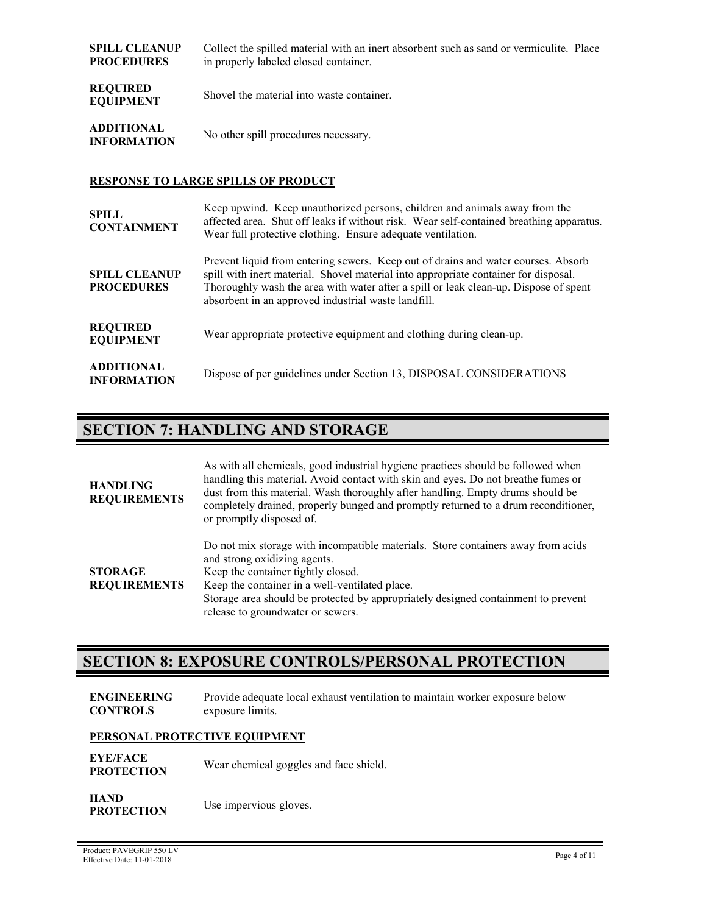| | |
|---|---|
| **SPILL CLEANUP PROCEDURES** | Collect the spilled material with an inert absorbent such as sand or vermiculite. Place in properly labeled closed container. |
| **REQUIRED EQUIPMENT** | Shovel the material into waste container. |
| **ADDITIONAL INFORMATION** | No other spill procedures necessary. |

### RESPONSE TO LARGE SPILLS OF PRODUCT

| | |
|---|---|
| **SPILL CONTAINMENT** | Keep upwind. Keep unauthorized persons, children and animals away from the affected area. Shut off leaks if without risk. Wear self-contained breathing apparatus. Wear full protective clothing. Ensure adequate ventilation. |
| **SPILL CLEANUP PROCEDURES** | Prevent liquid from entering sewers. Keep out of drains and water courses. Absorb spill with inert material. Shovel material into appropriate container for disposal. Thoroughly wash the area with water after a spill or leak clean-up. Dispose of spent absorbent in an approved industrial waste landfill. |
| **REQUIRED EQUIPMENT** | Wear appropriate protective equipment and clothing during clean-up. |
| **ADDITIONAL INFORMATION** | Dispose of per guidelines under Section 13, DISPOSAL CONSIDERATIONS |

## SECTION 7: HANDLING AND STORAGE

| | |
|---|---|
| **HANDLING REQUIREMENTS** | As with all chemicals, good industrial hygiene practices should be followed when handling this material. Avoid contact with skin and eyes. Do not breathe fumes or dust from this material. Wash thoroughly after handling. Empty drums should be completely drained, properly bunged and promptly returned to a drum reconditioner, or promptly disposed of. |
| **STORAGE REQUIREMENTS** | Do not mix storage with incompatible materials. Store containers away from acids and strong oxidizing agents.<br>Keep the container tightly closed.<br>Keep the container in a well-ventilated place.<br>Storage area should be protected by appropriately designed containment to prevent release to groundwater or sewers. |

## SECTION 8: EXPOSURE CONTROLS/PERSONAL PROTECTION

| | |
|---|---|
| **ENGINEERING CONTROLS** | Provide adequate local exhaust ventilation to maintain worker exposure below exposure limits. |

### PERSONAL PROTECTIVE EQUIPMENT

| | |
|---|---|
| **EYE/FACE PROTECTION** | Wear chemical goggles and face shield. |
| **HAND PROTECTION** | Use impervious gloves. |

Product: PAVEGRIP 550 LV
Effective Date: 11-01-2018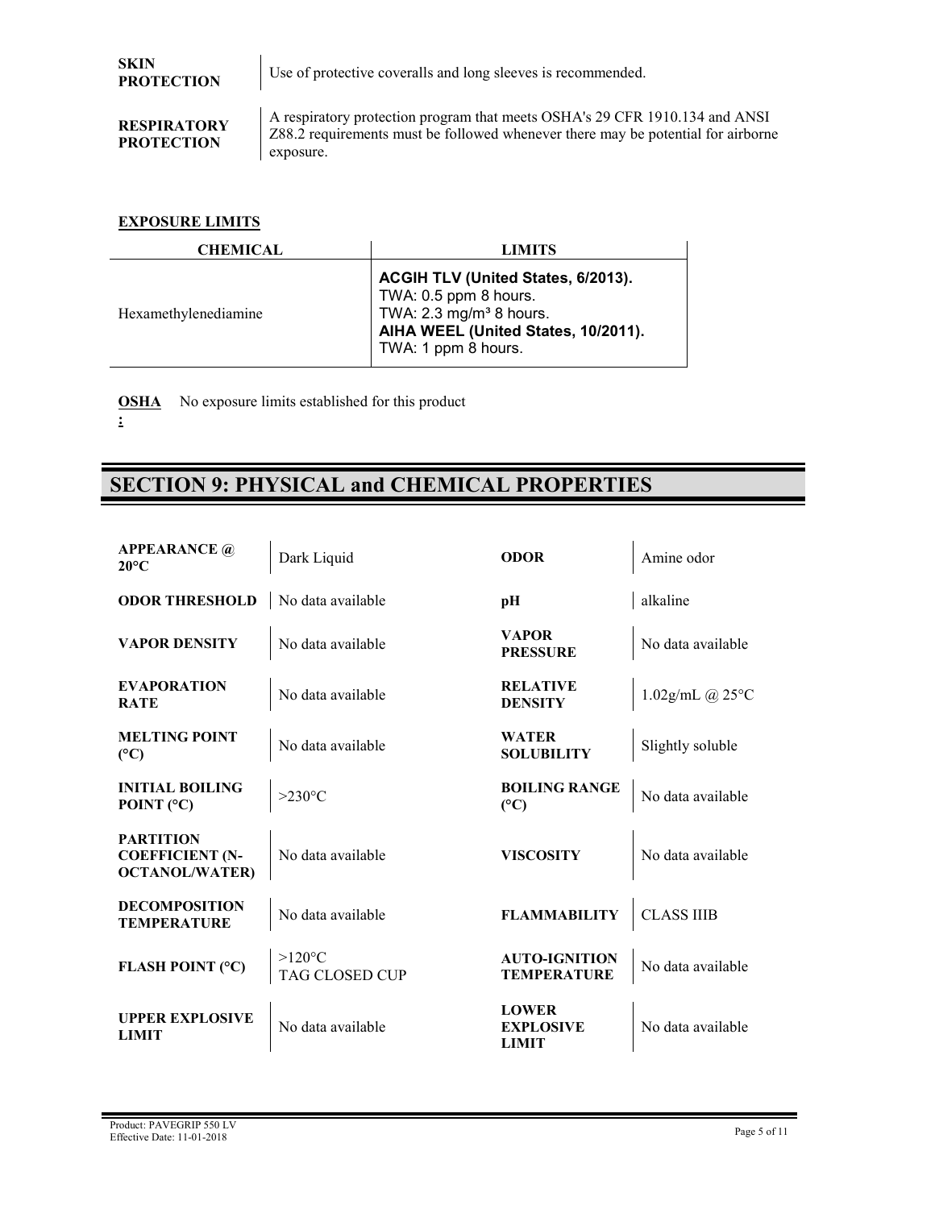**SKIN PROTECTION** | Use of protective coveralls and long sleeves is recommended.

**RESPIRATORY PROTECTION** | A respiratory protection program that meets OSHA's 29 CFR 1910.134 and ANSI Z88.2 requirements must be followed whenever there may be potential for airborne exposure.

**EXPOSURE LIMITS**

| CHEMICAL | LIMITS |
|---|---|
| Hexamethylenediamine | **ACGIH TLV (United States, 6/2013).**<br>TWA: 0.5 ppm 8 hours.<br>TWA: 2.3 mg/m³ 8 hours.<br>**AIHA WEEL (United States, 10/2011).**<br>TWA: 1 ppm 8 hours. |

**OSHA:** No exposure limits established for this product

## SECTION 9: PHYSICAL and CHEMICAL PROPERTIES

| | | | |
|---|---|---|---|
| **APPEARANCE @ 20°C** | Dark Liquid | **ODOR** | Amine odor |
| **ODOR THRESHOLD** | No data available | **pH** | alkaline |
| **VAPOR DENSITY** | No data available | **VAPOR PRESSURE** | No data available |
| **EVAPORATION RATE** | No data available | **RELATIVE DENSITY** | 1.02g/mL @ 25°C |
| **MELTING POINT (°C)** | No data available | **WATER SOLUBILITY** | Slightly soluble |
| **INITIAL BOILING POINT (°C)** | >230°C | **BOILING RANGE (°C)** | No data available |
| **PARTITION COEFFICIENT (N-OCTANOL/WATER)** | No data available | **VISCOSITY** | No data available |
| **DECOMPOSITION TEMPERATURE** | No data available | **FLAMMABILITY** | CLASS IIIB |
| **FLASH POINT (°C)** | >120°C TAG CLOSED CUP | **AUTO-IGNITION TEMPERATURE** | No data available |
| **UPPER EXPLOSIVE LIMIT** | No data available | **LOWER EXPLOSIVE LIMIT** | No data available |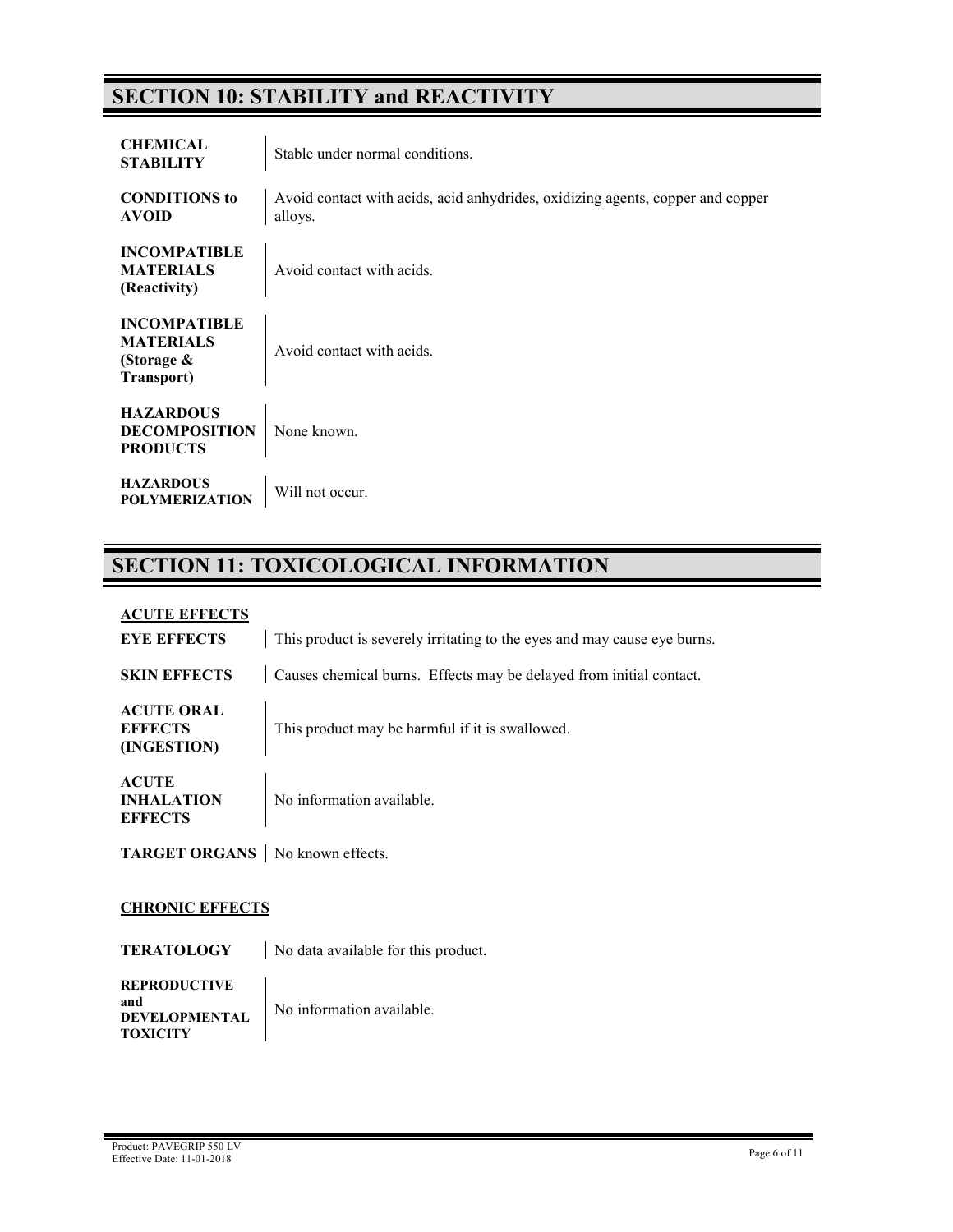## SECTION 10: STABILITY and REACTIVITY

| | |
|---|---|
| **CHEMICAL STABILITY** | Stable under normal conditions. |
| **CONDITIONS to AVOID** | Avoid contact with acids, acid anhydrides, oxidizing agents, copper and copper alloys. |
| **INCOMPATIBLE MATERIALS (Reactivity)** | Avoid contact with acids. |
| **INCOMPATIBLE MATERIALS (Storage & Transport)** | Avoid contact with acids. |
| **HAZARDOUS DECOMPOSITION PRODUCTS** | None known. |
| **HAZARDOUS POLYMERIZATION** | Will not occur. |

## SECTION 11: TOXICOLOGICAL INFORMATION

**ACUTE EFFECTS**

| | |
|---|---|
| **EYE EFFECTS** | This product is severely irritating to the eyes and may cause eye burns. |
| **SKIN EFFECTS** | Causes chemical burns. Effects may be delayed from initial contact. |
| **ACUTE ORAL EFFECTS (INGESTION)** | This product may be harmful if it is swallowed. |
| **ACUTE INHALATION EFFECTS** | No information available. |
| **TARGET ORGANS** | No known effects. |

**CHRONIC EFFECTS**

| | |
|---|---|
| **TERATOLOGY** | No data available for this product. |
| **REPRODUCTIVE and DEVELOPMENTAL TOXICITY** | No information available. |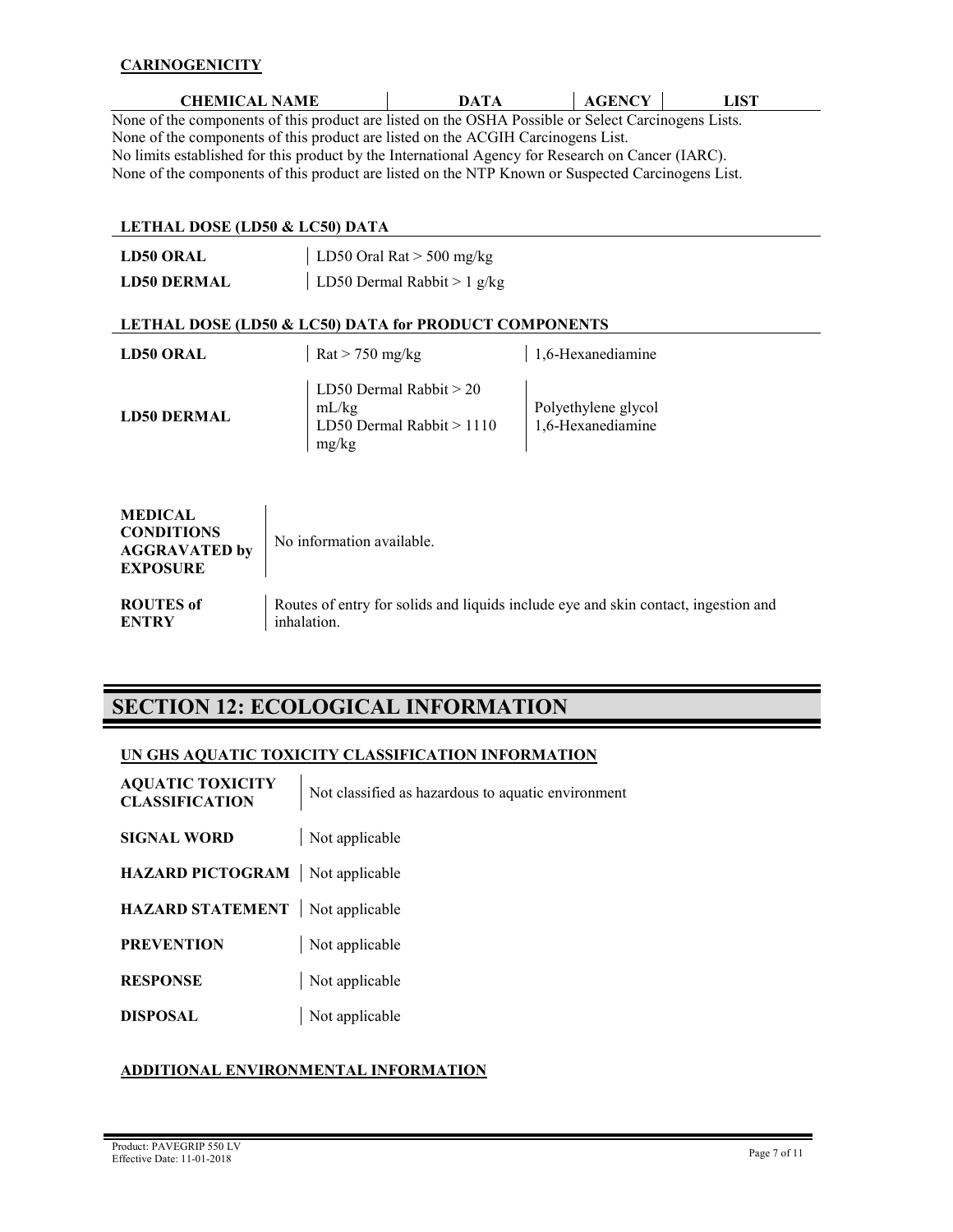**CARINOGENICITY**

| CHEMICAL NAME | DATA | AGENCY | LIST |
|---|---|---|---|

None of the components of this product are listed on the OSHA Possible or Select Carcinogens Lists.
None of the components of this product are listed on the ACGIH Carcinogens List.
No limits established for this product by the International Agency for Research on Cancer (IARC).
None of the components of this product are listed on the NTP Known or Suspected Carcinogens List.

**LETHAL DOSE (LD50 & LC50) DATA**

| | |
|---|---|
| **LD50 ORAL** | LD50 Oral Rat > 500 mg/kg |
| **LD50 DERMAL** | LD50 Dermal Rabbit > 1 g/kg |

**LETHAL DOSE (LD50 & LC50) DATA for PRODUCT COMPONENTS**

| | | |
|---|---|---|
| **LD50 ORAL** | Rat > 750 mg/kg | 1,6-Hexanediamine |
| **LD50 DERMAL** | LD50 Dermal Rabbit > 20 mL/kg<br>LD50 Dermal Rabbit > 1110 mg/kg | Polyethylene glycol<br>1,6-Hexanediamine |

| | |
|---|---|
| **MEDICAL CONDITIONS AGGRAVATED by EXPOSURE** | No information available. |
| **ROUTES of ENTRY** | Routes of entry for solids and liquids include eye and skin contact, ingestion and inhalation. |

# SECTION 12: ECOLOGICAL INFORMATION

**UN GHS AQUATIC TOXICITY CLASSIFICATION INFORMATION**

| | |
|---|---|
| **AQUATIC TOXICITY CLASSIFICATION** | Not classified as hazardous to aquatic environment |
| **SIGNAL WORD** | Not applicable |
| **HAZARD PICTOGRAM** | Not applicable |
| **HAZARD STATEMENT** | Not applicable |
| **PREVENTION** | Not applicable |
| **RESPONSE** | Not applicable |
| **DISPOSAL** | Not applicable |

**ADDITIONAL ENVIRONMENTAL INFORMATION**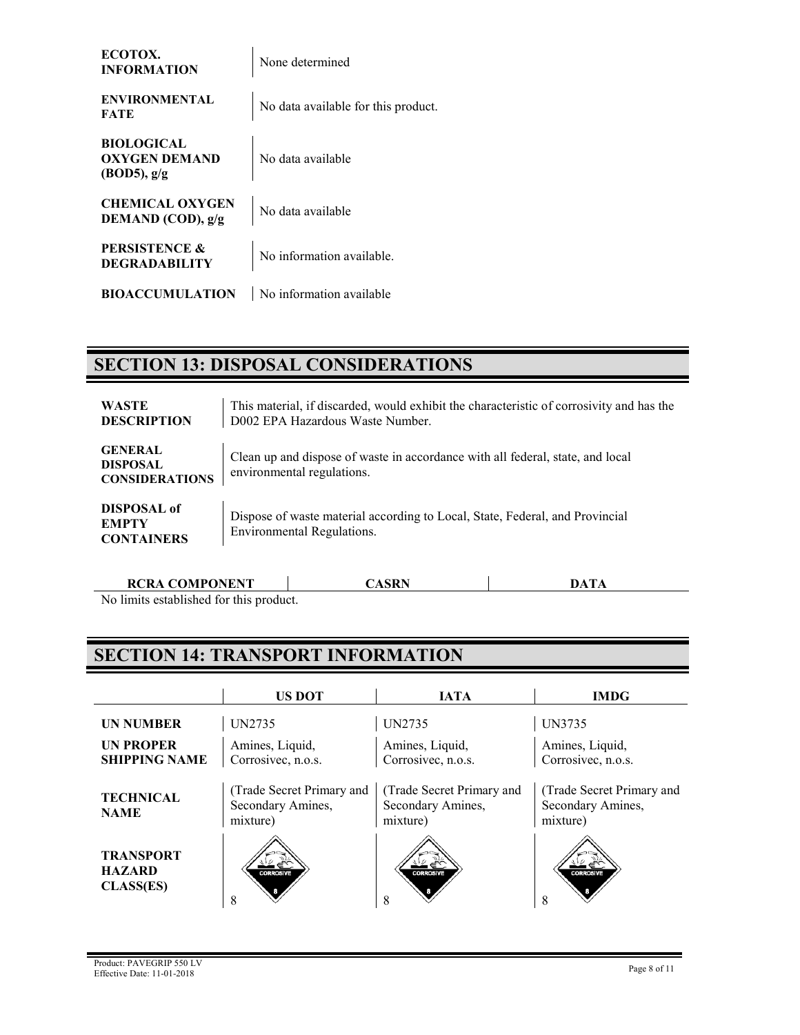| | |
|---|---|
| **ECOTOX. INFORMATION** | None determined |
| **ENVIRONMENTAL FATE** | No data available for this product. |
| **BIOLOGICAL OXYGEN DEMAND (BOD5), g/g** | No data available |
| **CHEMICAL OXYGEN DEMAND (COD), g/g** | No data available |
| **PERSISTENCE & DEGRADABILITY** | No information available. |
| **BIOACCUMULATION** | No information available |

## SECTION 13: DISPOSAL CONSIDERATIONS

| | |
|---|---|
| **WASTE DESCRIPTION** | This material, if discarded, would exhibit the characteristic of corrosivity and has the D002 EPA Hazardous Waste Number. |
| **GENERAL DISPOSAL CONSIDERATIONS** | Clean up and dispose of waste in accordance with all federal, state, and local environmental regulations. |
| **DISPOSAL of EMPTY CONTAINERS** | Dispose of waste material according to Local, State, Federal, and Provincial Environmental Regulations. |

| RCRA COMPONENT | CASRN | DATA |
|---|---|---|

No limits established for this product.

## SECTION 14: TRANSPORT INFORMATION

| | US DOT | IATA | IMDG |
|---|---|---|---|
| **UN NUMBER** | UN2735 | UN2735 | UN3735 |
| **UN PROPER SHIPPING NAME** | Amines, Liquid, Corrosivec, n.o.s. | Amines, Liquid, Corrosivec, n.o.s. | Amines, Liquid, Corrosivec, n.o.s. |
| **TECHNICAL NAME** | (Trade Secret Primary and Secondary Amines, mixture) | (Trade Secret Primary and Secondary Amines, mixture) | (Trade Secret Primary and Secondary Amines, mixture) |
| **TRANSPORT HAZARD CLASS(ES)** | CORROSIVE 8<br>8 | CORROSIVE 8<br>8 | CORROSIVE 8<br>8 |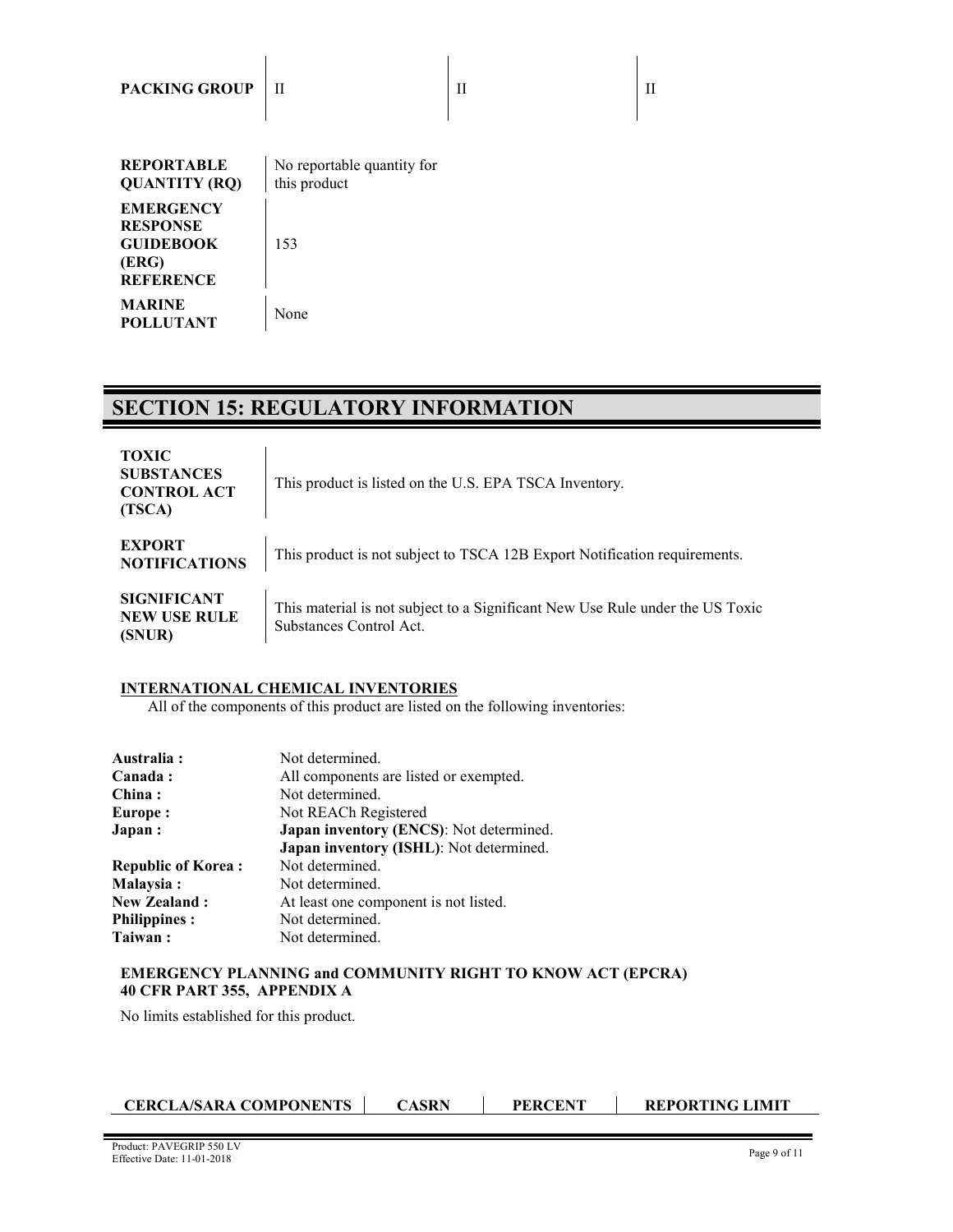| PACKING GROUP | II | II | II |
|---|---|---|---|

| | |
|---|---|
| **REPORTABLE QUANTITY (RQ)** | No reportable quantity for this product |
| **EMERGENCY RESPONSE GUIDEBOOK (ERG) REFERENCE** | 153 |
| **MARINE POLLUTANT** | None |

# SECTION 15: REGULATORY INFORMATION

| | |
|---|---|
| **TOXIC SUBSTANCES CONTROL ACT (TSCA)** | This product is listed on the U.S. EPA TSCA Inventory. |
| **EXPORT NOTIFICATIONS** | This product is not subject to TSCA 12B Export Notification requirements. |
| **SIGNIFICANT NEW USE RULE (SNUR)** | This material is not subject to a Significant New Use Rule under the US Toxic Substances Control Act. |

**INTERNATIONAL CHEMICAL INVENTORIES**

All of the components of this product are listed on the following inventories:

| | |
|---|---|
| **Australia :** | Not determined. |
| **Canada :** | All components are listed or exempted. |
| **China :** | Not determined. |
| **Europe :** | Not REACh Registered |
| **Japan :** | **Japan inventory (ENCS)**: Not determined.<br>**Japan inventory (ISHL)**: Not determined. |
| **Republic of Korea :** | Not determined. |
| **Malaysia :** | Not determined. |
| **New Zealand :** | At least one component is not listed. |
| **Philippines :** | Not determined. |
| **Taiwan :** | Not determined. |

**EMERGENCY PLANNING and COMMUNITY RIGHT TO KNOW ACT (EPCRA) 40 CFR PART 355, APPENDIX A**

No limits established for this product.

| CERCLA/SARA COMPONENTS | CASRN | PERCENT | REPORTING LIMIT |
|---|---|---|---|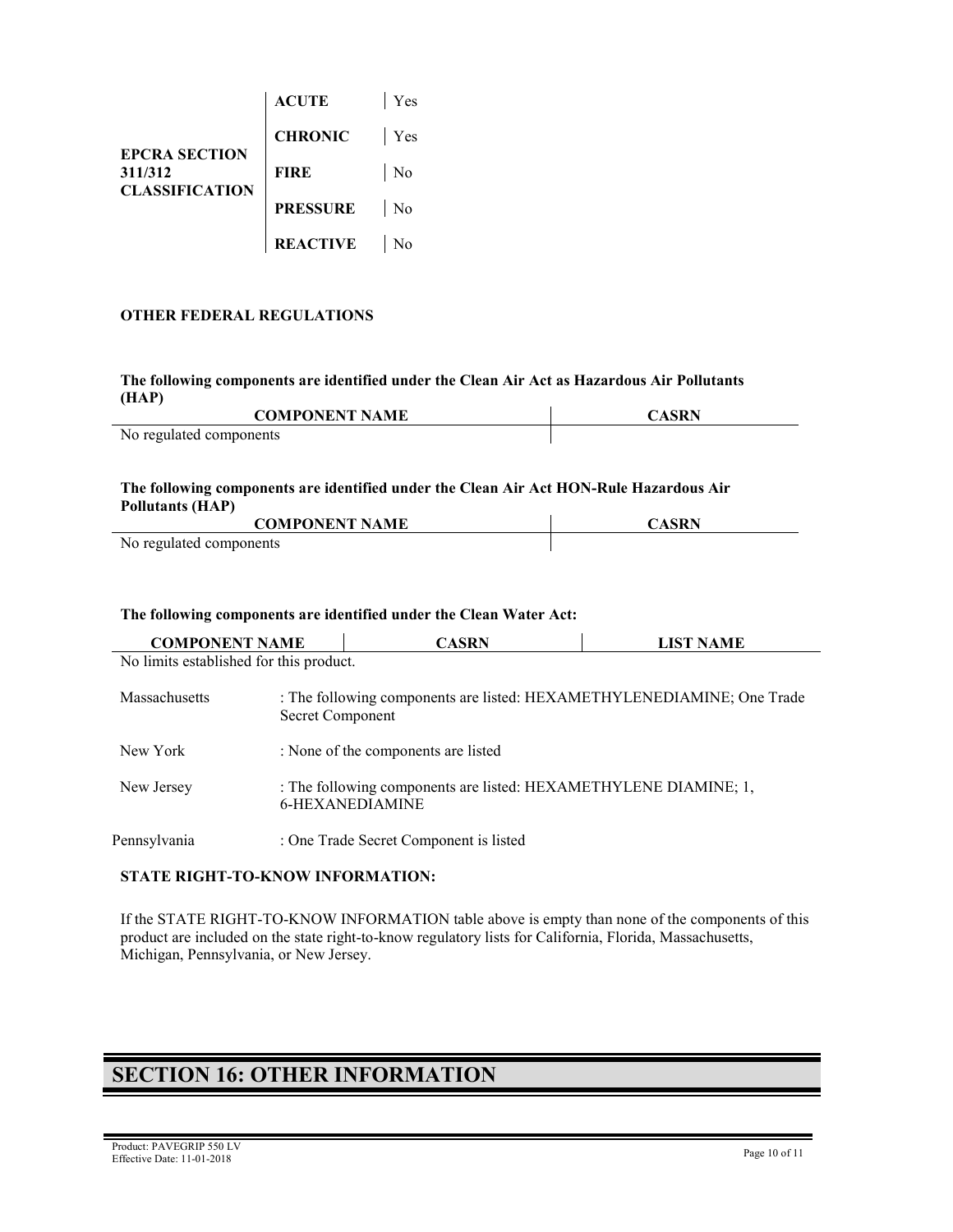| EPCRA SECTION 311/312 CLASSIFICATION | | |
|---|---|---|
| | **ACUTE** | Yes |
| | **CHRONIC** | Yes |
| | **FIRE** | No |
| | **PRESSURE** | No |
| | **REACTIVE** | No |

**OTHER FEDERAL REGULATIONS**

**The following components are identified under the Clean Air Act as Hazardous Air Pollutants (HAP)**

| COMPONENT NAME | CASRN |
|---|---|
| No regulated components | |

**The following components are identified under the Clean Air Act HON-Rule Hazardous Air Pollutants (HAP)**

| COMPONENT NAME | CASRN |
|---|---|
| No regulated components | |

**The following components are identified under the Clean Water Act:**

| COMPONENT NAME | CASRN | LIST NAME |
|---|---|---|
| No limits established for this product. | | |

| | |
|---|---|
| Massachusetts | : The following components are listed: HEXAMETHYLENEDIAMINE; One Trade Secret Component |
| New York | : None of the components are listed |
| New Jersey | : The following components are listed: HEXAMETHYLENE DIAMINE; 1, 6-HEXANEDIAMINE |
| Pennsylvania | : One Trade Secret Component is listed |

**STATE RIGHT-TO-KNOW INFORMATION:**

If the STATE RIGHT-TO-KNOW INFORMATION table above is empty than none of the components of this product are included on the state right-to-know regulatory lists for California, Florida, Massachusetts, Michigan, Pennsylvania, or New Jersey.

# SECTION 16: OTHER INFORMATION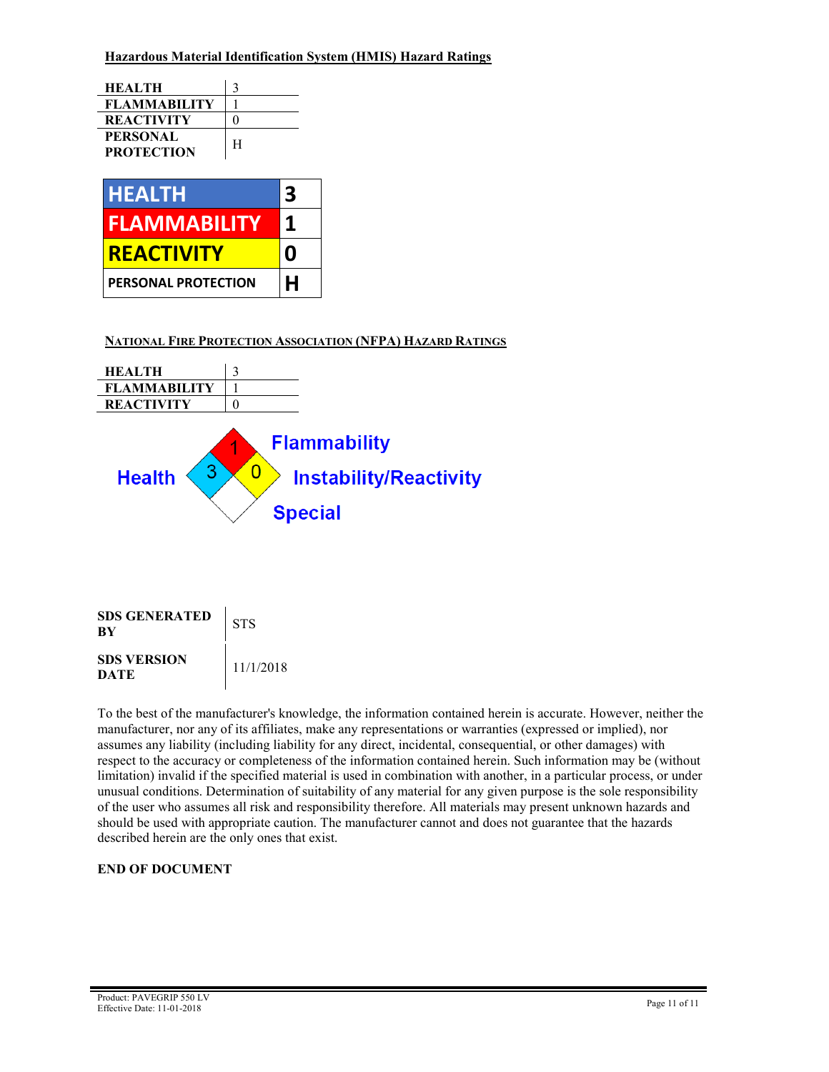**Hazardous Material Identification System (HMIS) Hazard Ratings**

| | |
|---|---|
| **HEALTH** | 3 |
| **FLAMMABILITY** | 1 |
| **REACTIVITY** | 0 |
| **PERSONAL PROTECTION** | H |

| | |
|---|---|
| **HEALTH** | **3** |
| **FLAMMABILITY** | **1** |
| **REACTIVITY** | **0** |
| **PERSONAL PROTECTION** | **H** |

**NATIONAL FIRE PROTECTION ASSOCIATION (NFPA) HAZARD RATINGS**

| | |
|---|---|
| **HEALTH** | 3 |
| **FLAMMABILITY** | 1 |
| **REACTIVITY** | 0 |

Health 3
Flammability 1
Instability/Reactivity 0
Special

| | |
|---|---|
| **SDS GENERATED BY** | STS |
| **SDS VERSION DATE** | 11/1/2018 |

To the best of the manufacturer's knowledge, the information contained herein is accurate. However, neither the manufacturer, nor any of its affiliates, make any representations or warranties (expressed or implied), nor assumes any liability (including liability for any direct, incidental, consequential, or other damages) with respect to the accuracy or completeness of the information contained herein. Such information may be (without limitation) invalid if the specified material is used in combination with another, in a particular process, or under unusual conditions. Determination of suitability of any material for any given purpose is the sole responsibility of the user who assumes all risk and responsibility therefore. All materials may present unknown hazards and should be used with appropriate caution. The manufacturer cannot and does not guarantee that the hazards described herein are the only ones that exist.

**END OF DOCUMENT**